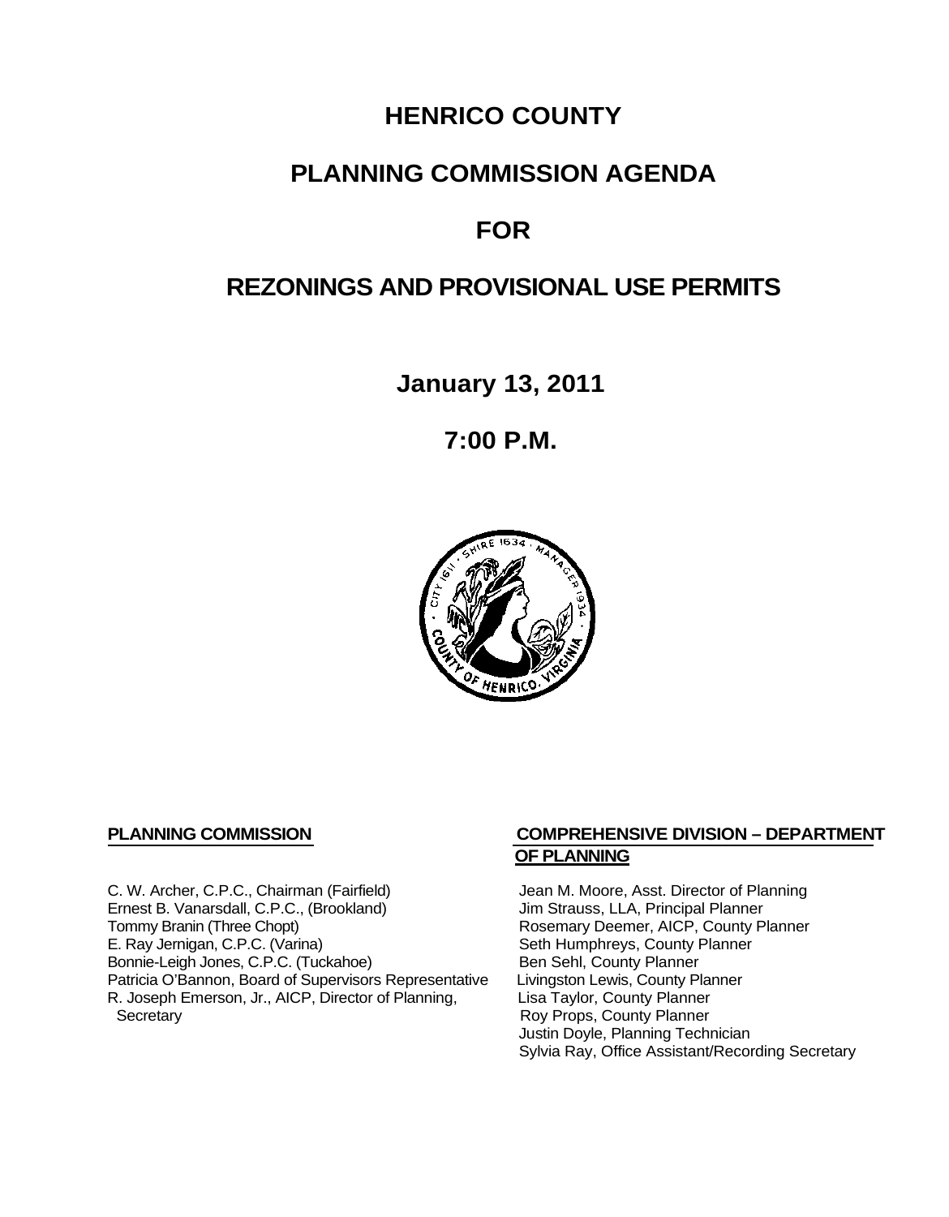# HENRICO COUNTY

# PLANNING COMMISSION AGENDA

# FOR

# REZONINGS AND PROVISIONAL USE PERMITS

**January 13, 2011**

**7:00 P.M.**

**PLANNING COMMISSION**

C. W. Archer, C.P.C., Chairman (Fairfield)
Ernest B. Vanarsdall, C.P.C., (Brookland)
Tommy Branin (Three Chopt)
E. Ray Jernigan, C.P.C. (Varina)
Bonnie-Leigh Jones, C.P.C. (Tuckahoe)
Patricia O'Bannon, Board of Supervisors Representative
R. Joseph Emerson, Jr., AICP, Director of Planning, Secretary

**COMPREHENSIVE DIVISION – DEPARTMENT OF PLANNING**

Jean M. Moore, Asst. Director of Planning
Jim Strauss, LLA, Principal Planner
Rosemary Deemer, AICP, County Planner
Seth Humphreys, County Planner
Ben Sehl, County Planner
Livingston Lewis, County Planner
Lisa Taylor, County Planner
Roy Props, County Planner
Justin Doyle, Planning Technician
Sylvia Ray, Office Assistant/Recording Secretary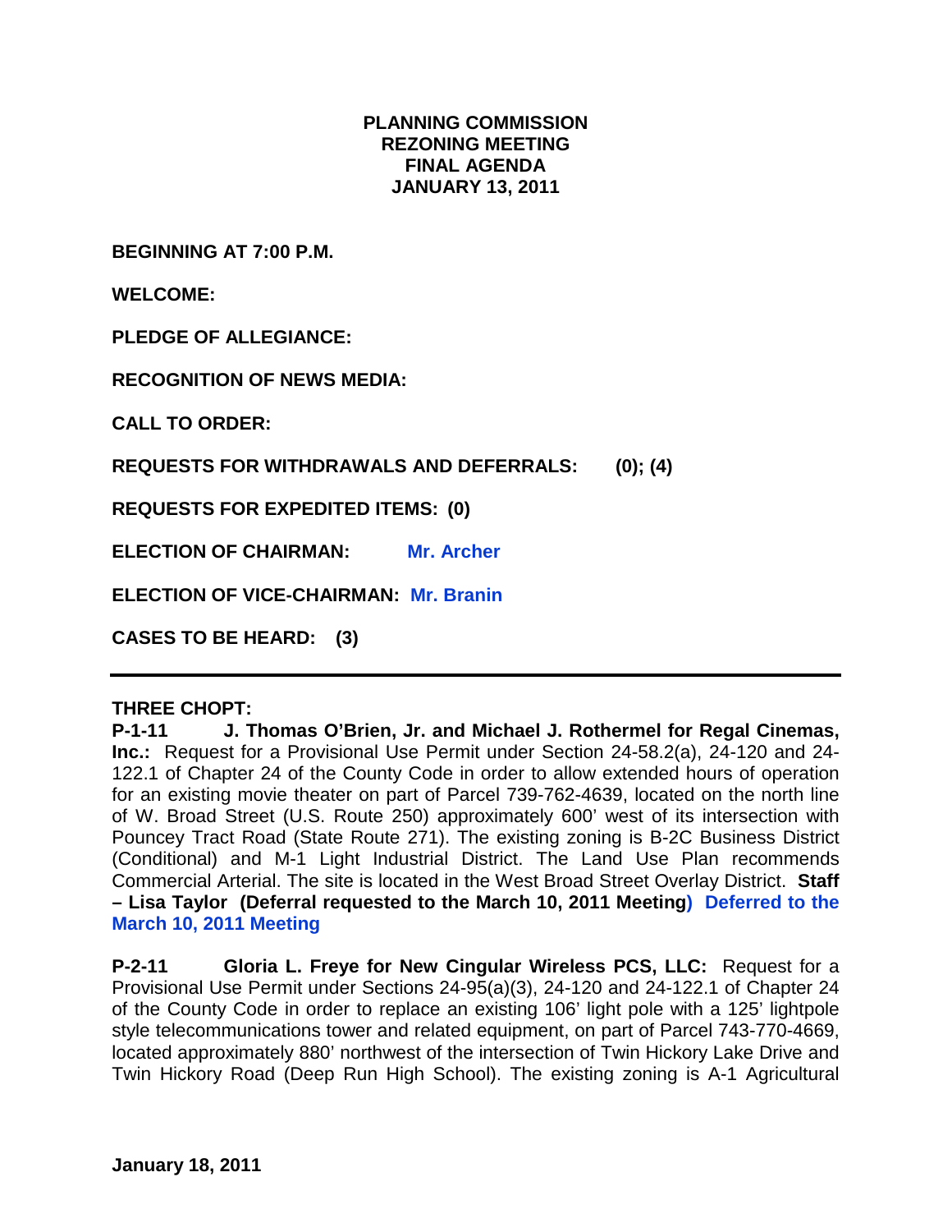**PLANNING COMMISSION**
**REZONING MEETING**
**FINAL AGENDA**
**JANUARY 13, 2011**

**BEGINNING AT 7:00 P.M.**

**WELCOME:**

**PLEDGE OF ALLEGIANCE:**

**RECOGNITION OF NEWS MEDIA:**

**CALL TO ORDER:**

**REQUESTS FOR WITHDRAWALS AND DEFERRALS: (0); (4)**

**REQUESTS FOR EXPEDITED ITEMS: (0)**

**ELECTION OF CHAIRMAN:** **Mr. Archer**

**ELECTION OF VICE-CHAIRMAN:** **Mr. Branin**

**CASES TO BE HEARD: (3)**

---

**THREE CHOPT:**

**P-1-11 J. Thomas O'Brien, Jr. and Michael J. Rothermel for Regal Cinemas, Inc.:** Request for a Provisional Use Permit under Section 24-58.2(a), 24-120 and 24-122.1 of Chapter 24 of the County Code in order to allow extended hours of operation for an existing movie theater on part of Parcel 739-762-4639, located on the north line of W. Broad Street (U.S. Route 250) approximately 600' west of its intersection with Pouncey Tract Road (State Route 271). The existing zoning is B-2C Business District (Conditional) and M-1 Light Industrial District. The Land Use Plan recommends Commercial Arterial. The site is located in the West Broad Street Overlay District. **Staff – Lisa Taylor (Deferral requested to the March 10, 2011 Meeting) Deferred to the March 10, 2011 Meeting**

**P-2-11 Gloria L. Freye for New Cingular Wireless PCS, LLC:** Request for a Provisional Use Permit under Sections 24-95(a)(3), 24-120 and 24-122.1 of Chapter 24 of the County Code in order to replace an existing 106' light pole with a 125' lightpole style telecommunications tower and related equipment, on part of Parcel 743-770-4669, located approximately 880' northwest of the intersection of Twin Hickory Lake Drive and Twin Hickory Road (Deep Run High School). The existing zoning is A-1 Agricultural

**January 18, 2011**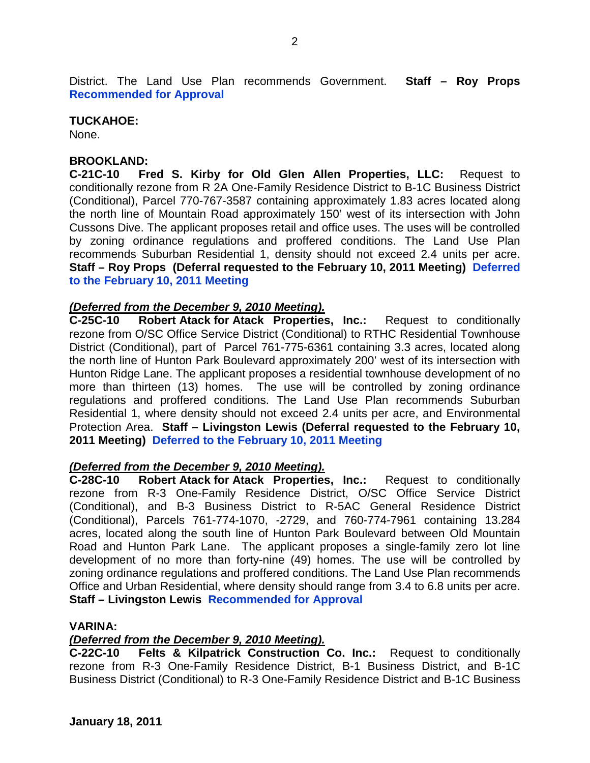District. The Land Use Plan recommends Government. **Staff – Roy Props** **Recommended for Approval**

**TUCKAHOE:**
None.

**BROOKLAND:**
**C-21C-10 Fred S. Kirby for Old Glen Allen Properties, LLC:** Request to conditionally rezone from R 2A One-Family Residence District to B-1C Business District (Conditional), Parcel 770-767-3587 containing approximately 1.83 acres located along the north line of Mountain Road approximately 150' west of its intersection with John Cussons Dive. The applicant proposes retail and office uses. The uses will be controlled by zoning ordinance regulations and proffered conditions. The Land Use Plan recommends Suburban Residential 1, density should not exceed 2.4 units per acre. **Staff – Roy Props (Deferral requested to the February 10, 2011 Meeting)** **Deferred to the February 10, 2011 Meeting**

***(Deferred from the December 9, 2010 Meeting).***
**C-25C-10 Robert Atack for Atack Properties, Inc.:** Request to conditionally rezone from O/SC Office Service District (Conditional) to RTHC Residential Townhouse District (Conditional), part of Parcel 761-775-6361 containing 3.3 acres, located along the north line of Hunton Park Boulevard approximately 200' west of its intersection with Hunton Ridge Lane. The applicant proposes a residential townhouse development of no more than thirteen (13) homes. The use will be controlled by zoning ordinance regulations and proffered conditions. The Land Use Plan recommends Suburban Residential 1, where density should not exceed 2.4 units per acre, and Environmental Protection Area. **Staff – Livingston Lewis (Deferral requested to the February 10, 2011 Meeting)** **Deferred to the February 10, 2011 Meeting**

***(Deferred from the December 9, 2010 Meeting).***
**C-28C-10 Robert Atack for Atack Properties, Inc.:** Request to conditionally rezone from R-3 One-Family Residence District, O/SC Office Service District (Conditional), and B-3 Business District to R-5AC General Residence District (Conditional), Parcels 761-774-1070, -2729, and 760-774-7961 containing 13.284 acres, located along the south line of Hunton Park Boulevard between Old Mountain Road and Hunton Park Lane. The applicant proposes a single-family zero lot line development of no more than forty-nine (49) homes. The use will be controlled by zoning ordinance regulations and proffered conditions. The Land Use Plan recommends Office and Urban Residential, where density should range from 3.4 to 6.8 units per acre. **Staff – Livingston Lewis** **Recommended for Approval**

**VARINA:**
***(Deferred from the December 9, 2010 Meeting).***
**C-22C-10 Felts & Kilpatrick Construction Co. Inc.:** Request to conditionally rezone from R-3 One-Family Residence District, B-1 Business District, and B-1C Business District (Conditional) to R-3 One-Family Residence District and B-1C Business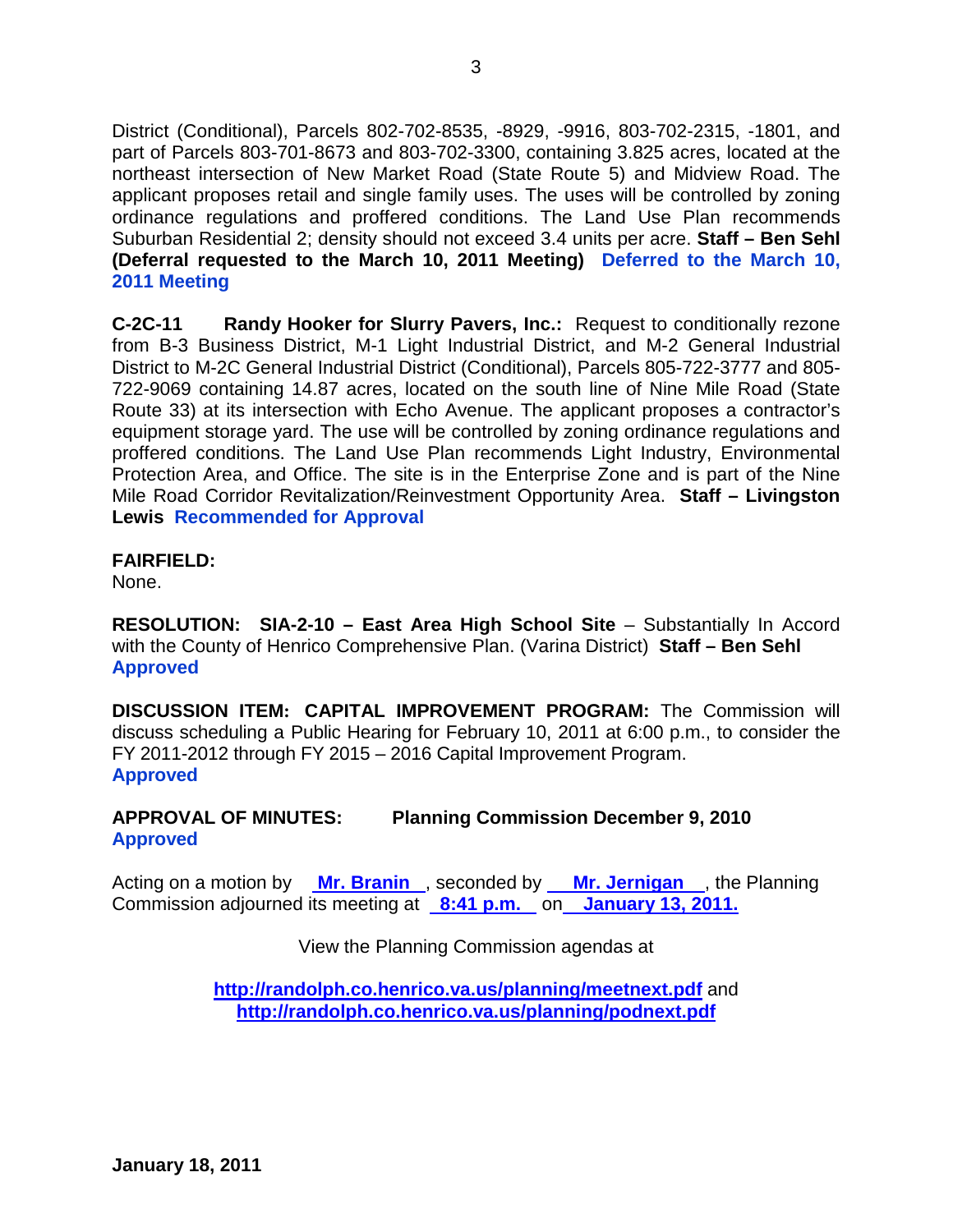District (Conditional), Parcels 802-702-8535, -8929, -9916, 803-702-2315, -1801, and part of Parcels 803-701-8673 and 803-702-3300, containing 3.825 acres, located at the northeast intersection of New Market Road (State Route 5) and Midview Road. The applicant proposes retail and single family uses. The uses will be controlled by zoning ordinance regulations and proffered conditions. The Land Use Plan recommends Suburban Residential 2; density should not exceed 3.4 units per acre. **Staff – Ben Sehl (Deferral requested to the March 10, 2011 Meeting)** **Deferred to the March 10, 2011 Meeting**

**C-2C-11 Randy Hooker for Slurry Pavers, Inc.:** Request to conditionally rezone from B-3 Business District, M-1 Light Industrial District, and M-2 General Industrial District to M-2C General Industrial District (Conditional), Parcels 805-722-3777 and 805-722-9069 containing 14.87 acres, located on the south line of Nine Mile Road (State Route 33) at its intersection with Echo Avenue. The applicant proposes a contractor's equipment storage yard. The use will be controlled by zoning ordinance regulations and proffered conditions. The Land Use Plan recommends Light Industry, Environmental Protection Area, and Office. The site is in the Enterprise Zone and is part of the Nine Mile Road Corridor Revitalization/Reinvestment Opportunity Area. **Staff – Livingston Lewis** **Recommended for Approval**

**FAIRFIELD:**
None.

**RESOLUTION: SIA-2-10 – East Area High School Site** – Substantially In Accord with the County of Henrico Comprehensive Plan. (Varina District) **Staff – Ben Sehl**
**Approved**

**DISCUSSION ITEM: CAPITAL IMPROVEMENT PROGRAM:** The Commission will discuss scheduling a Public Hearing for February 10, 2011 at 6:00 p.m., to consider the FY 2011-2012 through FY 2015 – 2016 Capital Improvement Program.
**Approved**

**APPROVAL OF MINUTES: Planning Commission December 9, 2010**
**Approved**

Acting on a motion by **Mr. Branin**, seconded by **Mr. Jernigan**, the Planning Commission adjourned its meeting at **8:41 p.m.** on **January 13, 2011.**

View the Planning Commission agendas at

**http://randolph.co.henrico.va.us/planning/meetnext.pdf** and
**http://randolph.co.henrico.va.us/planning/podnext.pdf**

**January 18, 2011**